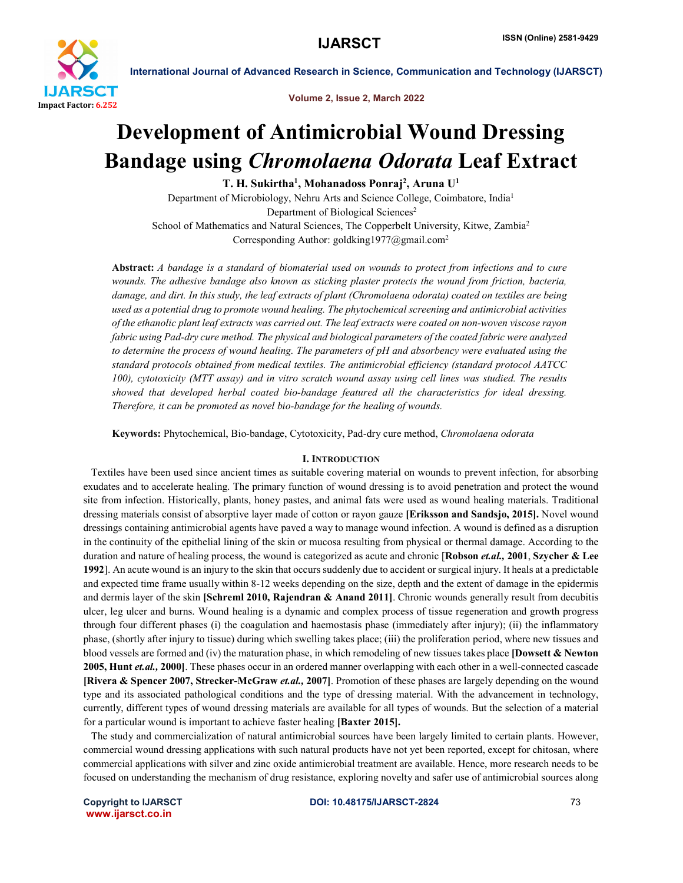# Development of Antimicrobial Wound Dressing Bandage using *Chromolaena Odorata* Leaf Extract

**T. H. Sukirtha[1], Mohanadoss Ponraj[2], Aruna U[1]**

Department of Microbiology, Nehru Arts and Science College, Coimbatore, India[1]
Department of Biological Sciences[2]
School of Mathematics and Natural Sciences, The Copperbelt University, Kitwe, Zambia[2]
Corresponding Author: goldking1977@gmail.com[2]

**Abstract:** *A bandage is a standard of biomaterial used on wounds to protect from infections and to cure wounds. The adhesive bandage also known as sticking plaster protects the wound from friction, bacteria, damage, and dirt. In this study, the leaf extracts of plant (Chromolaena odorata) coated on textiles are being used as a potential drug to promote wound healing. The phytochemical screening and antimicrobial activities of the ethanolic plant leaf extracts was carried out. The leaf extracts were coated on non-woven viscose rayon fabric using Pad-dry cure method. The physical and biological parameters of the coated fabric were analyzed to determine the process of wound healing. The parameters of pH and absorbency were evaluated using the standard protocols obtained from medical textiles. The antimicrobial efficiency (standard protocol AATCC 100), cytotoxicity (MTT assay) and in vitro scratch wound assay using cell lines was studied. The results showed that developed herbal coated bio-bandage featured all the characteristics for ideal dressing. Therefore, it can be promoted as novel bio-bandage for the healing of wounds.*

**Keywords:** Phytochemical, Bio-bandage, Cytotoxicity, Pad-dry cure method, *Chromolaena odorata*

## I. Introduction

Textiles have been used since ancient times as suitable covering material on wounds to prevent infection, for absorbing exudates and to accelerate healing. The primary function of wound dressing is to avoid penetration and protect the wound site from infection. Historically, plants, honey pastes, and animal fats were used as wound healing materials. Traditional dressing materials consist of absorptive layer made of cotton or rayon gauze **[Eriksson and Sandsjo, 2015].** Novel wound dressings containing antimicrobial agents have paved a way to manage wound infection. A wound is defined as a disruption in the continuity of the epithelial lining of the skin or mucosa resulting from physical or thermal damage. According to the duration and nature of healing process, the wound is categorized as acute and chronic [**Robson *et.al.,* 2001**, **Szycher & Lee 1992**]. An acute wound is an injury to the skin that occurs suddenly due to accident or surgical injury. It heals at a predictable and expected time frame usually within 8-12 weeks depending on the size, depth and the extent of damage in the epidermis and dermis layer of the skin **[Schreml 2010, Rajendran & Anand 2011]**. Chronic wounds generally result from decubitis ulcer, leg ulcer and burns. Wound healing is a dynamic and complex process of tissue regeneration and growth progress through four different phases (i) the coagulation and haemostasis phase (immediately after injury); (ii) the inflammatory phase, (shortly after injury to tissue) during which swelling takes place; (iii) the proliferation period, where new tissues and blood vessels are formed and (iv) the maturation phase, in which remodeling of new tissues takes place **[Dowsett & Newton 2005, Hunt *et.al.,* 2000]**. These phases occur in an ordered manner overlapping with each other in a well-connected cascade **[Rivera & Spencer 2007, Strecker-McGraw *et.al.,* 2007]**. Promotion of these phases are largely depending on the wound type and its associated pathological conditions and the type of dressing material. With the advancement in technology, currently, different types of wound dressing materials are available for all types of wounds. But the selection of a material for a particular wound is important to achieve faster healing **[Baxter 2015].**

The study and commercialization of natural antimicrobial sources have been largely limited to certain plants. However, commercial wound dressing applications with such natural products have not yet been reported, except for chitosan, where commercial applications with silver and zinc oxide antimicrobial treatment are available. Hence, more research needs to be focused on understanding the mechanism of drug resistance, exploring novelty and safer use of antimicrobial sources along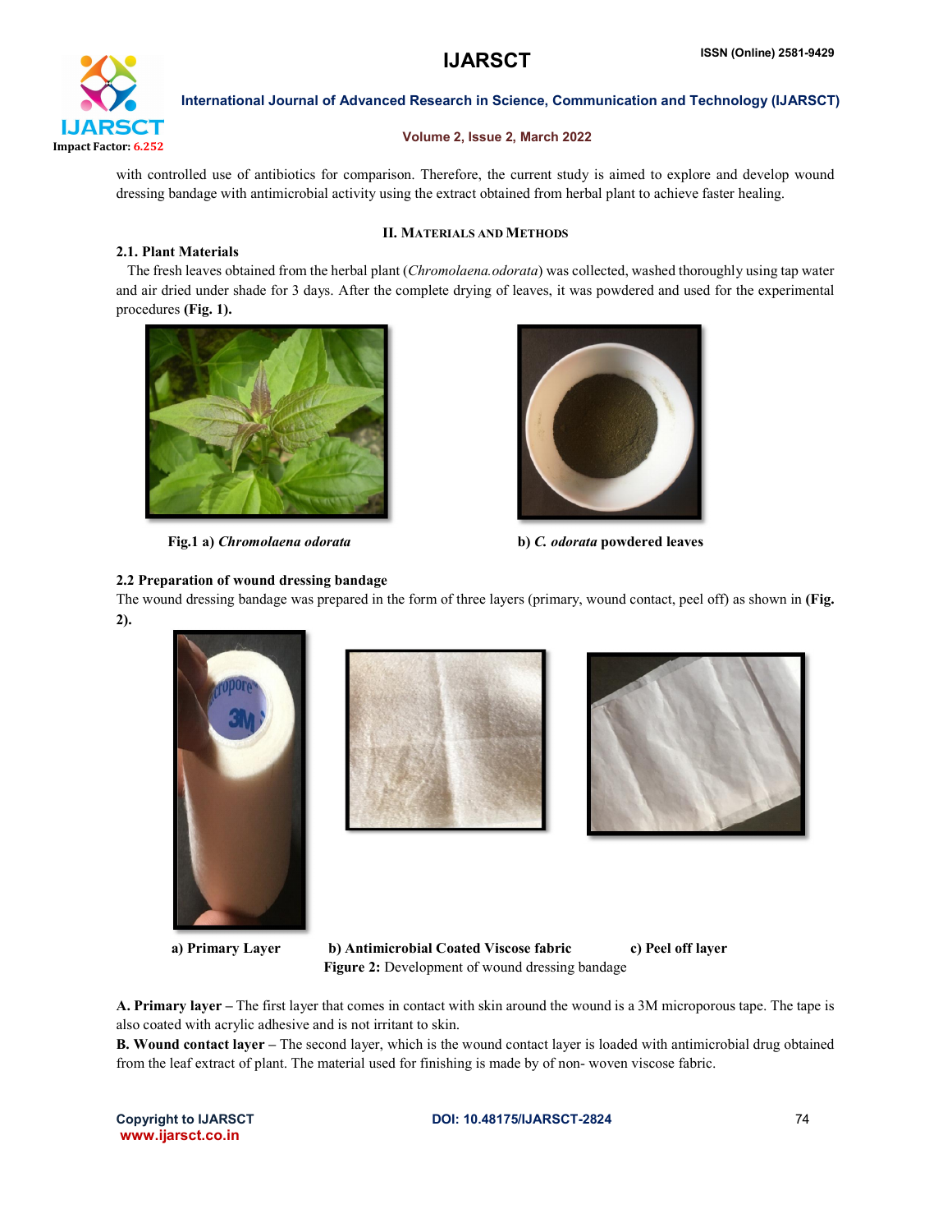with controlled use of antibiotics for comparison. Therefore, the current study is aimed to explore and develop wound dressing bandage with antimicrobial activity using the extract obtained from herbal plant to achieve faster healing.

## II. Materials and Methods

### 2.1. Plant Materials

The fresh leaves obtained from the herbal plant (*Chromolaena.odorata*) was collected, washed thoroughly using tap water and air dried under shade for 3 days. After the complete drying of leaves, it was powdered and used for the experimental procedures **(Fig. 1).**

**Fig.1 a) *Chromolaena odorata*** **b) *C. odorata* powdered leaves**

### 2.2 Preparation of wound dressing bandage

The wound dressing bandage was prepared in the form of three layers (primary, wound contact, peel off) as shown in **(Fig. 2).**

**a) Primary Layer** **b) Antimicrobial Coated Viscose fabric** **c) Peel off layer**

**Figure 2:** Development of wound dressing bandage

**A. Primary layer –** The first layer that comes in contact with skin around the wound is a 3M microporous tape. The tape is also coated with acrylic adhesive and is not irritant to skin.

**B. Wound contact layer –** The second layer, which is the wound contact layer is loaded with antimicrobial drug obtained from the leaf extract of plant. The material used for finishing is made by of non- woven viscose fabric.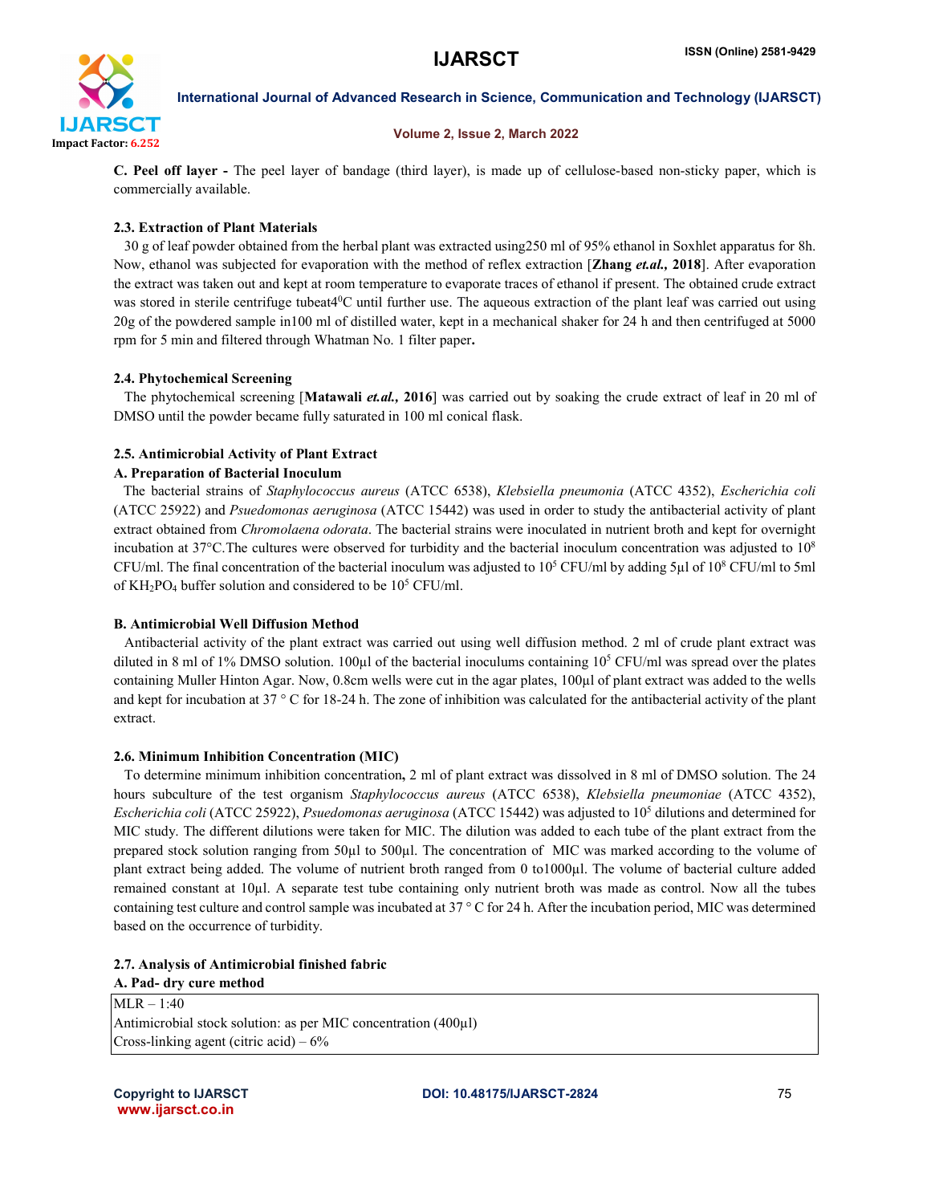**C. Peel off layer -** The peel layer of bandage (third layer), is made up of cellulose-based non-sticky paper, which is commercially available.

### 2.3. Extraction of Plant Materials

30 g of leaf powder obtained from the herbal plant was extracted using250 ml of 95% ethanol in Soxhlet apparatus for 8h. Now, ethanol was subjected for evaporation with the method of reflex extraction [**Zhang *et.al.,* 2018**]. After evaporation the extract was taken out and kept at room temperature to evaporate traces of ethanol if present. The obtained crude extract was stored in sterile centrifuge tubeat4$^0$C until further use. The aqueous extraction of the plant leaf was carried out using 20g of the powdered sample in100 ml of distilled water, kept in a mechanical shaker for 24 h and then centrifuged at 5000 rpm for 5 min and filtered through Whatman No. 1 filter paper**.**

### 2.4. Phytochemical Screening

The phytochemical screening [**Matawali *et.al.,* 2016**] was carried out by soaking the crude extract of leaf in 20 ml of DMSO until the powder became fully saturated in 100 ml conical flask.

### 2.5. Antimicrobial Activity of Plant Extract

#### A. Preparation of Bacterial Inoculum

The bacterial strains of *Staphylococcus aureus* (ATCC 6538), *Klebsiella pneumonia* (ATCC 4352), *Escherichia coli* (ATCC 25922) and *Psuedomonas aeruginosa* (ATCC 15442) was used in order to study the antibacterial activity of plant extract obtained from *Chromolaena odorata*. The bacterial strains were inoculated in nutrient broth and kept for overnight incubation at 37°C.The cultures were observed for turbidity and the bacterial inoculum concentration was adjusted to $10^8$ CFU/ml. The final concentration of the bacterial inoculum was adjusted to $10^5$ CFU/ml by adding 5µl of $10^8$ CFU/ml to 5ml of $KH_2PO_4$ buffer solution and considered to be $10^5$ CFU/ml.

#### B. Antimicrobial Well Diffusion Method

Antibacterial activity of the plant extract was carried out using well diffusion method. 2 ml of crude plant extract was diluted in 8 ml of 1% DMSO solution. 100µl of the bacterial inoculums containing $10^5$ CFU/ml was spread over the plates containing Muller Hinton Agar. Now, 0.8cm wells were cut in the agar plates, 100µl of plant extract was added to the wells and kept for incubation at 37 ° C for 18-24 h. The zone of inhibition was calculated for the antibacterial activity of the plant extract.

### 2.6. Minimum Inhibition Concentration (MIC)

To determine minimum inhibition concentration**,** 2 ml of plant extract was dissolved in 8 ml of DMSO solution. The 24 hours subculture of the test organism *Staphylococcus aureus* (ATCC 6538), *Klebsiella pneumoniae* (ATCC 4352), *Escherichia coli* (ATCC 25922), *Psuedomonas aeruginosa* (ATCC 15442) was adjusted to $10^5$ dilutions and determined for MIC study. The different dilutions were taken for MIC. The dilution was added to each tube of the plant extract from the prepared stock solution ranging from 50µl to 500µl. The concentration of MIC was marked according to the volume of plant extract being added. The volume of nutrient broth ranged from 0 to1000µl. The volume of bacterial culture added remained constant at 10µl. A separate test tube containing only nutrient broth was made as control. Now all the tubes containing test culture and control sample was incubated at 37 ° C for 24 h. After the incubation period, MIC was determined based on the occurrence of turbidity.

### 2.7. Analysis of Antimicrobial finished fabric

#### A. Pad- dry cure method

MLR – 1:40
Antimicrobial stock solution: as per MIC concentration (400µl)
Cross-linking agent (citric acid) – 6%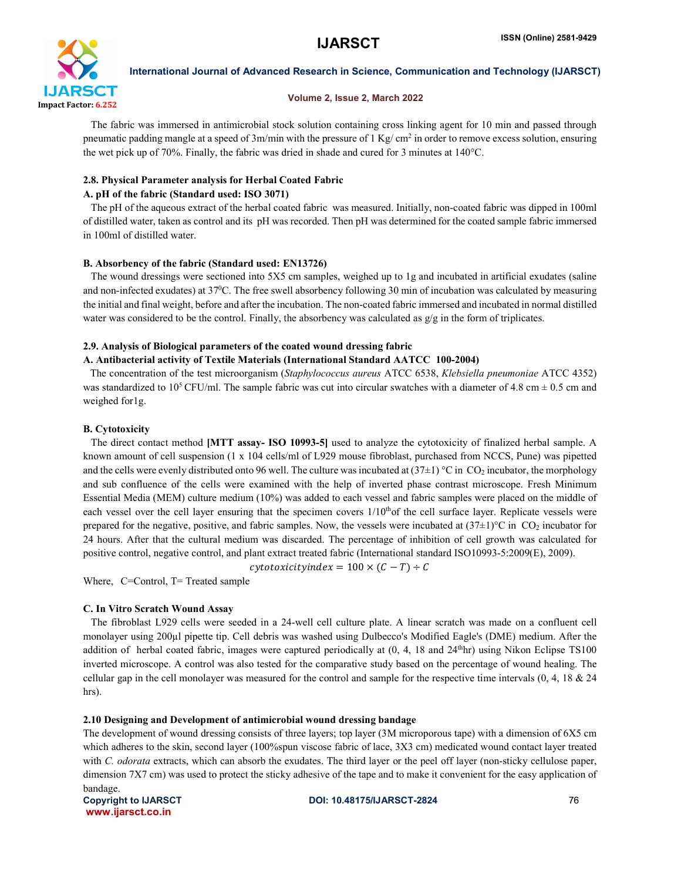The fabric was immersed in antimicrobial stock solution containing cross linking agent for 10 min and passed through pneumatic padding mangle at a speed of 3m/min with the pressure of 1 Kg/ $cm^2$ in order to remove excess solution, ensuring the wet pick up of 70%. Finally, the fabric was dried in shade and cured for 3 minutes at 140°C.

### 2.8. Physical Parameter analysis for Herbal Coated Fabric

#### A. pH of the fabric (Standard used: ISO 3071)

The pH of the aqueous extract of the herbal coated fabric was measured. Initially, non-coated fabric was dipped in 100ml of distilled water, taken as control and its pH was recorded. Then pH was determined for the coated sample fabric immersed in 100ml of distilled water.

#### B. Absorbency of the fabric (Standard used: EN13726)

The wound dressings were sectioned into 5X5 cm samples, weighed up to 1g and incubated in artificial exudates (saline and non-infected exudates) at $37^0$C. The free swell absorbency following 30 min of incubation was calculated by measuring the initial and final weight, before and after the incubation. The non-coated fabric immersed and incubated in normal distilled water was considered to be the control. Finally, the absorbency was calculated as g/g in the form of triplicates.

### 2.9. Analysis of Biological parameters of the coated wound dressing fabric

#### A. Antibacterial activity of Textile Materials (International Standard AATCC 100-2004)

The concentration of the test microorganism (*Staphylococcus aureus* ATCC 6538, *Klebsiella pneumoniae* ATCC 4352) was standardized to $10^5$ CFU/ml. The sample fabric was cut into circular swatches with a diameter of 4.8 cm ± 0.5 cm and weighed for1g.

#### B. Cytotoxicity

The direct contact method **[MTT assay- ISO 10993-5]** used to analyze the cytotoxicity of finalized herbal sample. A known amount of cell suspension (1 x 104 cells/ml of L929 mouse fibroblast, purchased from NCCS, Pune) was pipetted and the cells were evenly distributed onto 96 well. The culture was incubated at (37±1) °C in $CO_2$ incubator, the morphology and sub confluence of the cells were examined with the help of inverted phase contrast microscope. Fresh Minimum Essential Media (MEM) culture medium (10%) was added to each vessel and fabric samples were placed on the middle of each vessel over the cell layer ensuring that the specimen covers 1/10[th]of the cell surface layer. Replicate vessels were prepared for the negative, positive, and fabric samples. Now, the vessels were incubated at (37±1)°C in $CO_2$ incubator for 24 hours. After that the cultural medium was discarded. The percentage of inhibition of cell growth was calculated for positive control, negative control, and plant extract treated fabric (International standard ISO10993-5:2009(E), 2009).

$$cytotoxicityindex = 100 \times (C - T) \div C$$

Where, C=Control, T= Treated sample

#### C. In Vitro Scratch Wound Assay

The fibroblast L929 cells were seeded in a 24-well cell culture plate. A linear scratch was made on a confluent cell monolayer using 200µl pipette tip. Cell debris was washed using Dulbecco's Modified Eagle's (DME) medium. After the addition of herbal coated fabric, images were captured periodically at (0, 4, 18 and 24[th]hr) using Nikon Eclipse TS100 inverted microscope. A control was also tested for the comparative study based on the percentage of wound healing. The cellular gap in the cell monolayer was measured for the control and sample for the respective time intervals (0, 4, 18 & 24 hrs).

### 2.10 Designing and Development of antimicrobial wound dressing bandage

The development of wound dressing consists of three layers; top layer (3M microporous tape) with a dimension of 6X5 cm which adheres to the skin, second layer (100%spun viscose fabric of lace, 3X3 cm) medicated wound contact layer treated with *C. odorata* extracts, which can absorb the exudates. The third layer or the peel off layer (non-sticky cellulose paper, dimension 7X7 cm) was used to protect the sticky adhesive of the tape and to make it convenient for the easy application of bandage.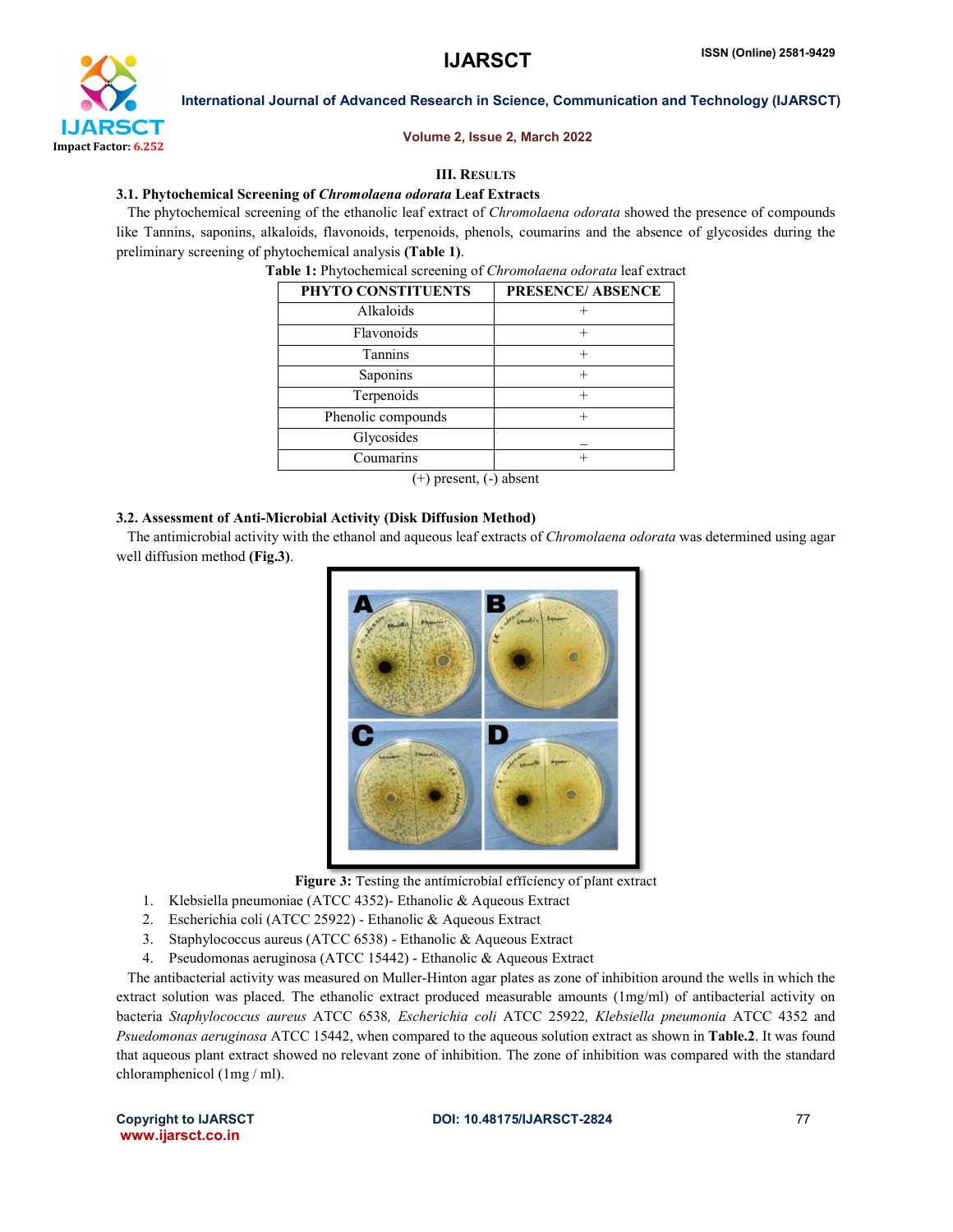### III. RESULTS

#### 3.1. Phytochemical Screening of *Chromolaena odorata* Leaf Extracts

The phytochemical screening of the ethanolic leaf extract of *Chromolaena odorata* showed the presence of compounds like Tannins, saponins, alkaloids, flavonoids, terpenoids, phenols, coumarins and the absence of glycosides during the preliminary screening of phytochemical analysis **(Table 1)**.

**Table 1:** Phytochemical screening of *Chromolaena odorata* leaf extract

| PHYTO CONSTITUENTS | PRESENCE/ ABSENCE |
|---|---|
| Alkaloids | + |
| Flavonoids | + |
| Tannins | + |
| Saponins | + |
| Terpenoids | + |
| Phenolic compounds | + |
| Glycosides | _ |
| Coumarins | + |

(+) present, (-) absent

#### 3.2. Assessment of Anti-Microbial Activity (Disk Diffusion Method)

The antimicrobial activity with the ethanol and aqueous leaf extracts of *Chromolaena odorata* was determined using agar well diffusion method **(Fig.3)**.

**Figure 3:** Testing the antimicrobial efficiency of plant extract

1. Klebsiella pneumoniae (ATCC 4352)- Ethanolic & Aqueous Extract
2. Escherichia coli (ATCC 25922) - Ethanolic & Aqueous Extract
3. Staphylococcus aureus (ATCC 6538) - Ethanolic & Aqueous Extract
4. Pseudomonas aeruginosa (ATCC 15442) - Ethanolic & Aqueous Extract

The antibacterial activity was measured on Muller-Hinton agar plates as zone of inhibition around the wells in which the extract solution was placed. The ethanolic extract produced measurable amounts (1mg/ml) of antibacterial activity on bacteria *Staphylococcus aureus* ATCC 6538*, Escherichia coli* ATCC 25922*, Klebsiella pneumonia* ATCC 4352 and *Psuedomonas aeruginosa* ATCC 15442, when compared to the aqueous solution extract as shown in **Table.2**. It was found that aqueous plant extract showed no relevant zone of inhibition. The zone of inhibition was compared with the standard chloramphenicol (1mg / ml).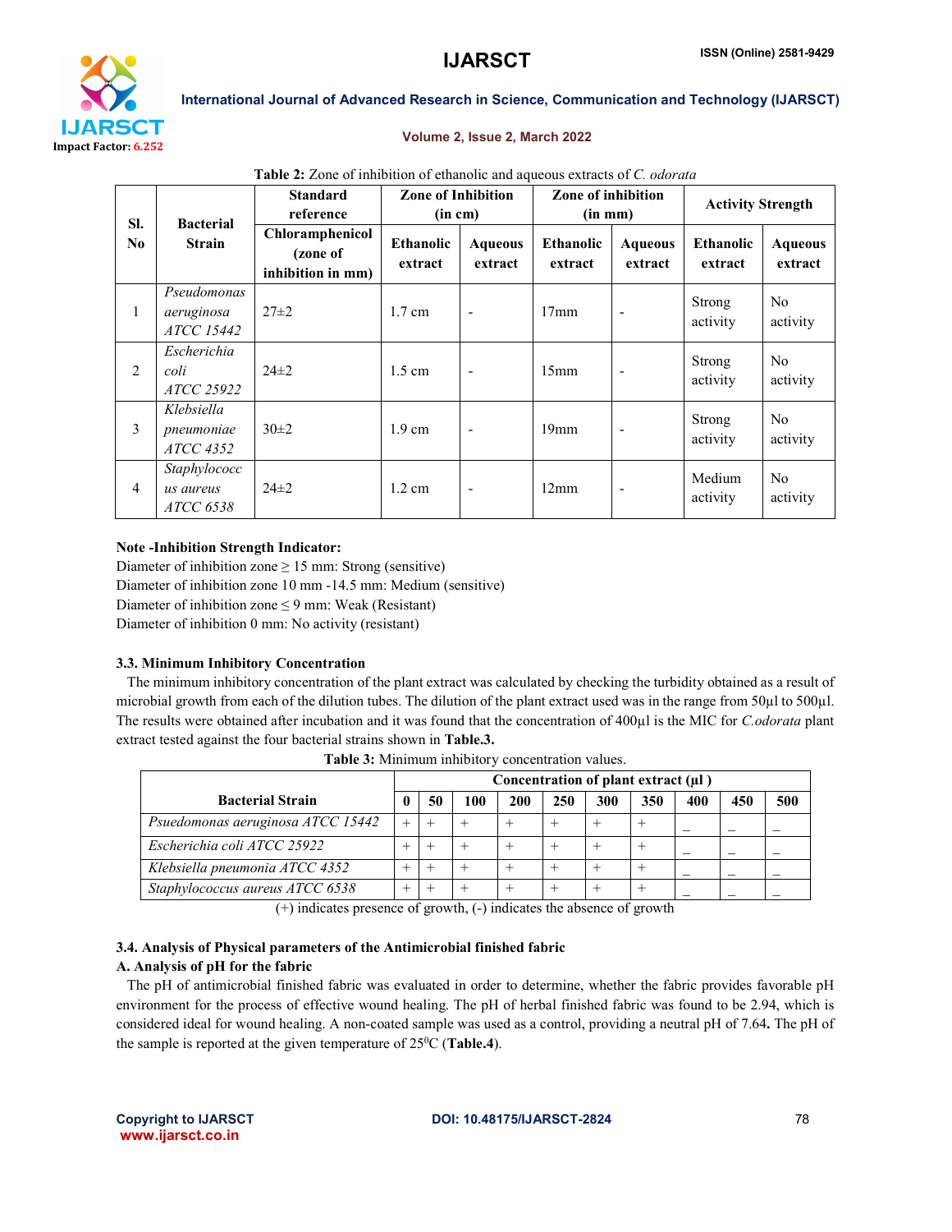**Table 2:** Zone of inhibition of ethanolic and aqueous extracts of *C. odorata*

| Sl. No | Bacterial Strain | Standard reference | Zone of Inhibition (in cm) | | Zone of inhibition (in mm) | | Activity Strength | |
|---|---|---|---|---|---|---|---|---|
| | | Chloramphenicol (zone of inhibition in mm) | Ethanolic extract | Aqueous extract | Ethanolic extract | Aqueous extract | Ethanolic extract | Aqueous extract |
| 1 | *Pseudomonas aeruginosa ATCC 15442* | 27±2 | 1.7 cm | - | 17mm | - | Strong activity | No activity |
| 2 | *Escherichia coli ATCC 25922* | 24±2 | 1.5 cm | - | 15mm | - | Strong activity | No activity |
| 3 | *Klebsiella pneumoniae ATCC 4352* | 30±2 | 1.9 cm | - | 19mm | - | Strong activity | No activity |
| 4 | *Staphylococcus aureus ATCC 6538* | 24±2 | 1.2 cm | - | 12mm | - | Medium activity | No activity |

**Note -Inhibition Strength Indicator:**

Diameter of inhibition zone ≥ 15 mm: Strong (sensitive)
Diameter of inhibition zone 10 mm -14.5 mm: Medium (sensitive)
Diameter of inhibition zone ≤ 9 mm: Weak (Resistant)
Diameter of inhibition 0 mm: No activity (resistant)

### 3.3. Minimum Inhibitory Concentration

The minimum inhibitory concentration of the plant extract was calculated by checking the turbidity obtained as a result of microbial growth from each of the dilution tubes. The dilution of the plant extract used was in the range from 50µl to 500µl. The results were obtained after incubation and it was found that the concentration of 400µl is the MIC for *C.odorata* plant extract tested against the four bacterial strains shown in **Table.3.**

**Table 3:** Minimum inhibitory concentration values.

| Bacterial Strain | Concentration of plant extract (µl ) | | | | | | | | | |
|---|---|---|---|---|---|---|---|---|---|---|
| | 0 | 50 | 100 | 200 | 250 | 300 | 350 | 400 | 450 | 500 |
| *Psuedomonas aeruginosa ATCC 15442* | + | + | + | + | + | + | + | _ | _ | _ |
| *Escherichia coli ATCC 25922* | + | + | + | + | + | + | + | _ | _ | _ |
| *Klebsiella pneumonia ATCC 4352* | + | + | + | + | + | + | + | _ | _ | _ |
| *Staphylococcus aureus ATCC 6538* | + | + | + | + | + | + | + | _ | _ | _ |

(+) indicates presence of growth, (-) indicates the absence of growth

### 3.4. Analysis of Physical parameters of the Antimicrobial finished fabric

#### A. Analysis of pH for the fabric

The pH of antimicrobial finished fabric was evaluated in order to determine, whether the fabric provides favorable pH environment for the process of effective wound healing. The pH of herbal finished fabric was found to be 2.94, which is considered ideal for wound healing. A non-coated sample was used as a control, providing a neutral pH of 7.64**.** The pH of the sample is reported at the given temperature of 25$^0$C (**Table.4**).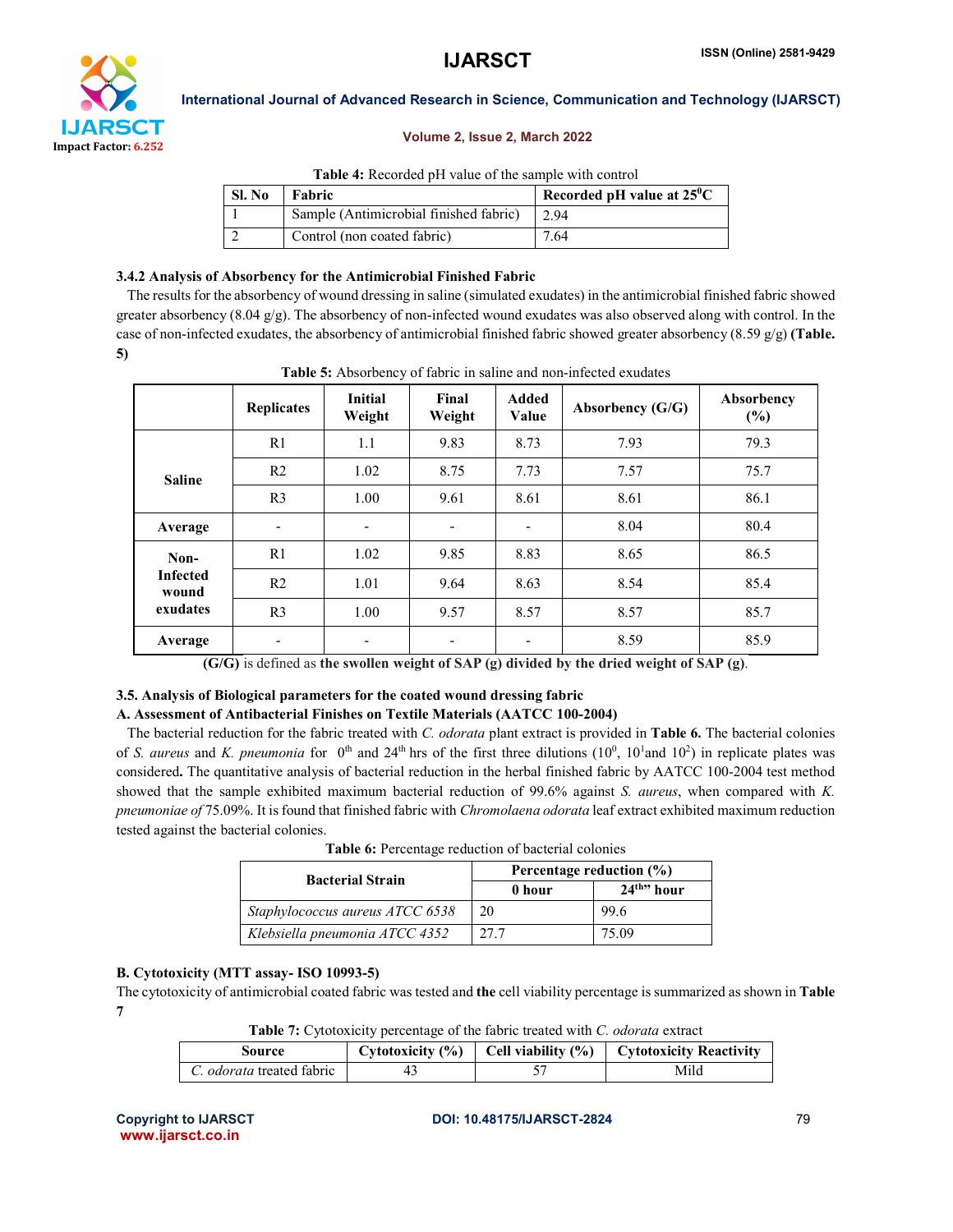**Table 4:** Recorded pH value of the sample with control

| Sl. No | Fabric | Recorded pH value at 25$^0$C |
|---|---|---|
| 1 | Sample (Antimicrobial finished fabric) | 2.94 |
| 2 | Control (non coated fabric) | 7.64 |

### 3.4.2 Analysis of Absorbency for the Antimicrobial Finished Fabric

The results for the absorbency of wound dressing in saline (simulated exudates) in the antimicrobial finished fabric showed greater absorbency (8.04 g/g). The absorbency of non-infected wound exudates was also observed along with control. In the case of non-infected exudates, the absorbency of antimicrobial finished fabric showed greater absorbency (8.59 g/g) **(Table. 5)**

**Table 5:** Absorbency of fabric in saline and non-infected exudates

| | Replicates | Initial Weight | Final Weight | Added Value | Absorbency (G/G) | Absorbency (%) |
|---|---|---|---|---|---|---|
| Saline | R1 | 1.1 | 9.83 | 8.73 | 7.93 | 79.3 |
| | R2 | 1.02 | 8.75 | 7.73 | 7.57 | 75.7 |
| | R3 | 1.00 | 9.61 | 8.61 | 8.61 | 86.1 |
| **Average** | - | - | - | - | 8.04 | 80.4 |
| Non-Infected wound exudates | R1 | 1.02 | 9.85 | 8.83 | 8.65 | 86.5 |
| | R2 | 1.01 | 9.64 | 8.63 | 8.54 | 85.4 |
| | R3 | 1.00 | 9.57 | 8.57 | 8.57 | 85.7 |
| **Average** | - | - | - | - | 8.59 | 85.9 |

**(G/G)** is defined as **the swollen weight of SAP (g) divided by the dried weight of SAP (g)**.

### 3.5. Analysis of Biological parameters for the coated wound dressing fabric

#### A. Assessment of Antibacterial Finishes on Textile Materials (AATCC 100-2004)

The bacterial reduction for the fabric treated with *C. odorata* plant extract is provided in **Table 6.** The bacterial colonies of *S. aureus* and *K. pneumonia* for 0$^{th}$ and 24$^{th}$ hrs of the first three dilutions ($10^0$, $10^1$and $10^2$) in replicate plates was considered**.** The quantitative analysis of bacterial reduction in the herbal finished fabric by AATCC 100-2004 test method showed that the sample exhibited maximum bacterial reduction of 99.6% against *S. aureus*, when compared with *K. pneumoniae of* 75.09%. It is found that finished fabric with *Chromolaena odorata* leaf extract exhibited maximum reduction tested against the bacterial colonies.

**Table 6:** Percentage reduction of bacterial colonies

| Bacterial Strain | Percentage reduction (%) | |
|---|---|---|
| | 0 hour | 24$^{th"}$ hour |
| *Staphylococcus aureus ATCC 6538* | 20 | 99.6 |
| *Klebsiella pneumonia ATCC 4352* | 27.7 | 75.09 |

#### B. Cytotoxicity (MTT assay- ISO 10993-5)

The cytotoxicity of antimicrobial coated fabric was tested and **the** cell viability percentage is summarized as shown in **Table 7**

**Table 7:** Cytotoxicity percentage of the fabric treated with *C. odorata* extract

| Source | Cytotoxicity (%) | Cell viability (%) | Cytotoxicity Reactivity |
|---|---|---|---|
| *C. odorata* treated fabric | 43 | 57 | Mild |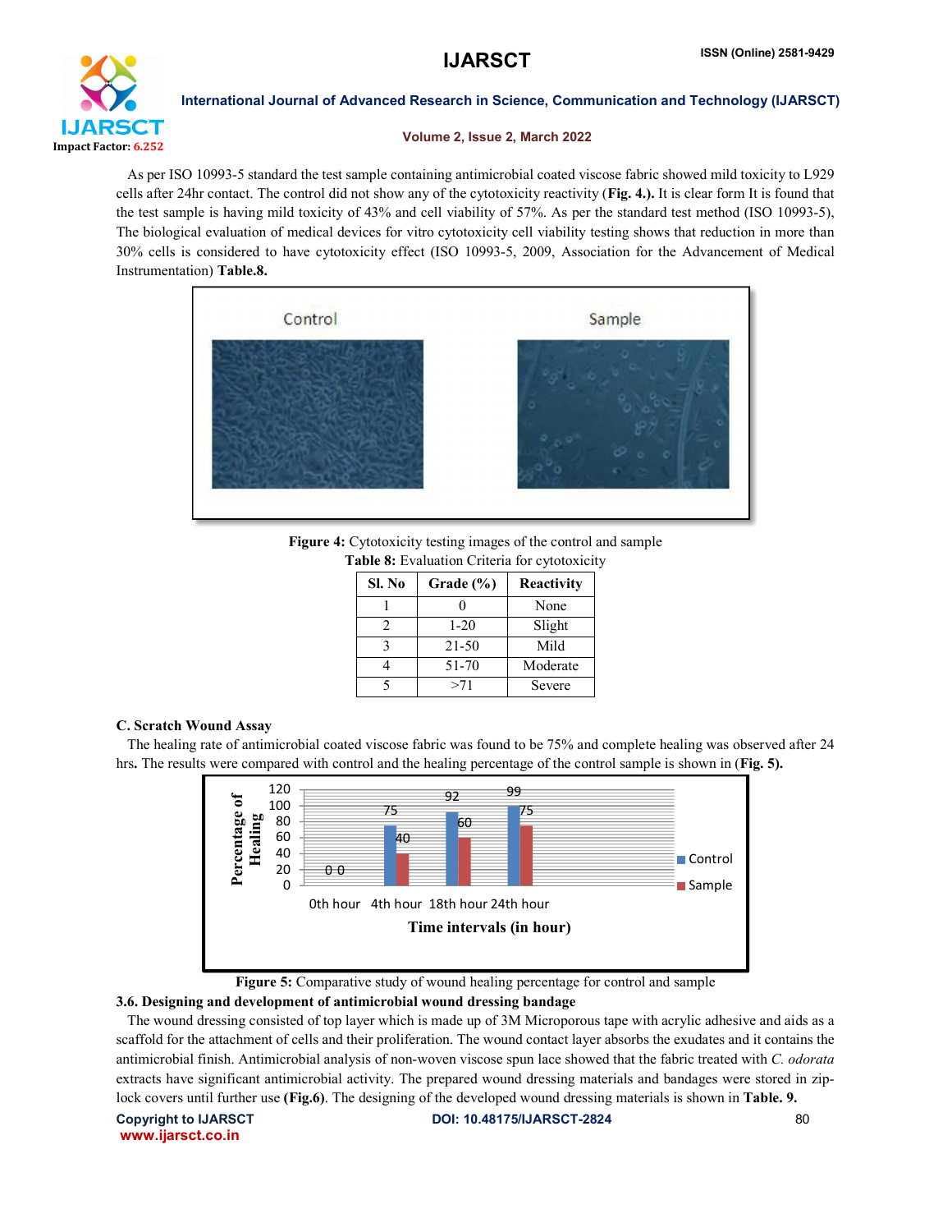As per ISO 10993-5 standard the test sample containing antimicrobial coated viscose fabric showed mild toxicity to L929 cells after 24hr contact. The control did not show any of the cytotoxicity reactivity (**Fig. 4.**). It is clear form It is found that the test sample is having mild toxicity of 43% and cell viability of 57%. As per the standard test method (ISO 10993-5), The biological evaluation of medical devices for vitro cytotoxicity cell viability testing shows that reduction in more than 30% cells is considered to have cytotoxicity effect (ISO 10993-5, 2009, Association for the Advancement of Medical Instrumentation) **Table.8.**

**Figure 4:** Cytotoxicity testing images of the control and sample

**Table 8:** Evaluation Criteria for cytotoxicity

| Sl. No | Grade (%) | Reactivity |
|---|---|---|
| 1 | 0 | None |
| 2 | 1-20 | Slight |
| 3 | 21-50 | Mild |
| 4 | 51-70 | Moderate |
| 5 | >71 | Severe |

**C. Scratch Wound Assay**

The healing rate of antimicrobial coated viscose fabric was found to be 75% and complete healing was observed after 24 hrs**.** The results were compared with control and the healing percentage of the control sample is shown in (**Fig. 5).**

**Figure 5:** Comparative study of wound healing percentage for control and sample

**3.6. Designing and development of antimicrobial wound dressing bandage**

The wound dressing consisted of top layer which is made up of 3M Microporous tape with acrylic adhesive and aids as a scaffold for the attachment of cells and their proliferation. The wound contact layer absorbs the exudates and it contains the antimicrobial finish. Antimicrobial analysis of non-woven viscose spun lace showed that the fabric treated with *C. odorata* extracts have significant antimicrobial activity. The prepared wound dressing materials and bandages were stored in zip-lock covers until further use **(Fig.6)**. The designing of the developed wound dressing materials is shown in **Table. 9.**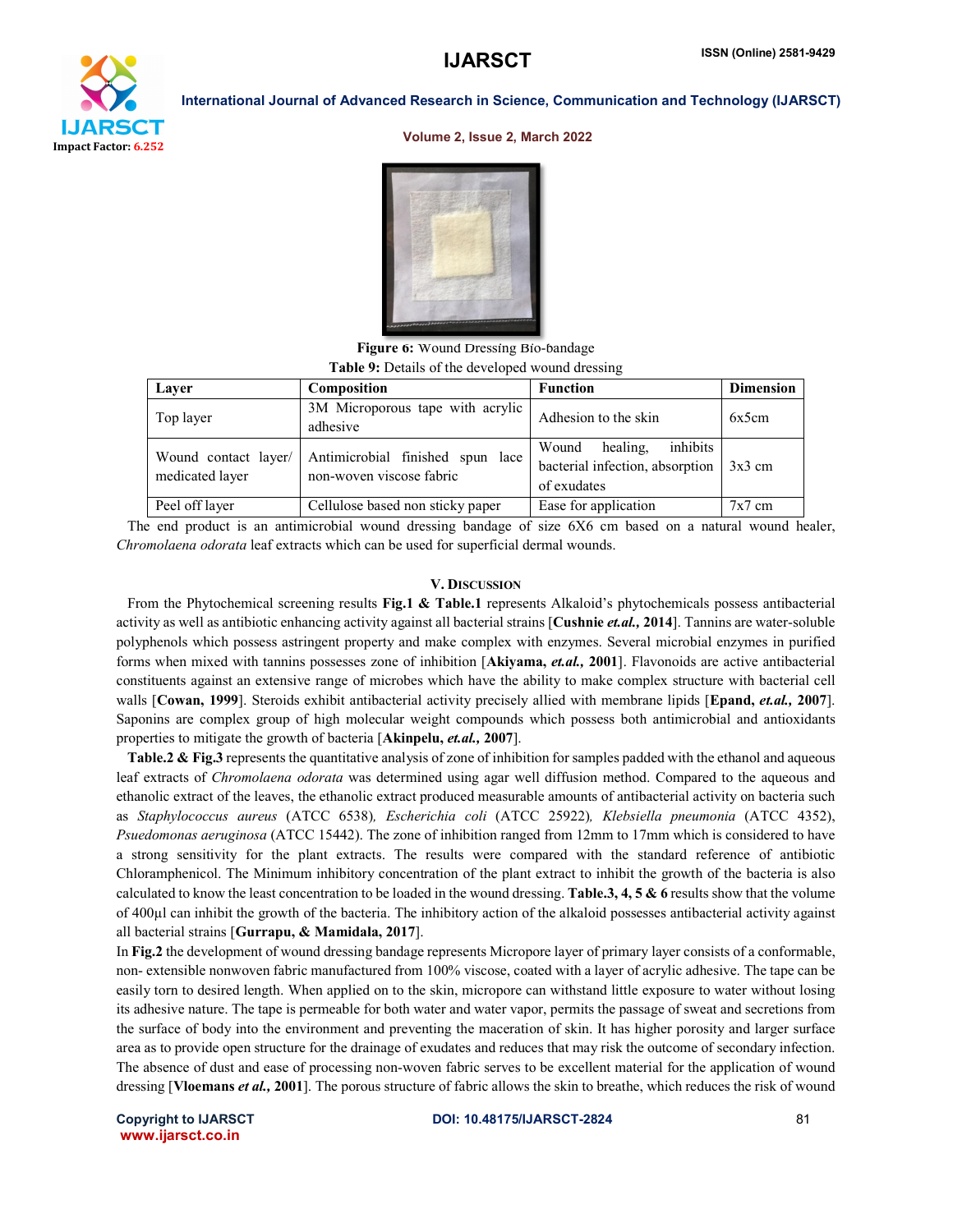Figure 6: Wound Dressing Bio-bandage

**Table 9:** Details of the developed wound dressing

| Layer | Composition | Function | Dimension |
|---|---|---|---|
| Top layer | 3M Microporous tape with acrylic adhesive | Adhesion to the skin | 6x5cm |
| Wound contact layer/ medicated layer | Antimicrobial finished spun lace non-woven viscose fabric | Wound healing, inhibits bacterial infection, absorption of exudates | 3x3 cm |
| Peel off layer | Cellulose based non sticky paper | Ease for application | 7x7 cm |

The end product is an antimicrobial wound dressing bandage of size 6X6 cm based on a natural wound healer, *Chromolaena odorata* leaf extracts which can be used for superficial dermal wounds.

## V. Discussion

From the Phytochemical screening results **Fig.1 & Table.1** represents Alkaloid's phytochemicals possess antibacterial activity as well as antibiotic enhancing activity against all bacterial strains [**Cushnie *et.al.,* 2014**]. Tannins are water-soluble polyphenols which possess astringent property and make complex with enzymes. Several microbial enzymes in purified forms when mixed with tannins possesses zone of inhibition [**Akiyama, *et.al.,* 2001**]. Flavonoids are active antibacterial constituents against an extensive range of microbes which have the ability to make complex structure with bacterial cell walls [**Cowan, 1999**]. Steroids exhibit antibacterial activity precisely allied with membrane lipids [**Epand, *et.al.,* 2007**]. Saponins are complex group of high molecular weight compounds which possess both antimicrobial and antioxidants properties to mitigate the growth of bacteria [**Akinpelu, *et.al.,* 2007**].

**Table.2 & Fig.3** represents the quantitative analysis of zone of inhibition for samples padded with the ethanol and aqueous leaf extracts of *Chromolaena odorata* was determined using agar well diffusion method. Compared to the aqueous and ethanolic extract of the leaves, the ethanolic extract produced measurable amounts of antibacterial activity on bacteria such as *Staphylococcus aureus* (ATCC 6538)*, Escherichia coli* (ATCC 25922)*, Klebsiella pneumonia* (ATCC 4352), *Psuedomonas aeruginosa* (ATCC 15442). The zone of inhibition ranged from 12mm to 17mm which is considered to have a strong sensitivity for the plant extracts. The results were compared with the standard reference of antibiotic Chloramphenicol. The Minimum inhibitory concentration of the plant extract to inhibit the growth of the bacteria is also calculated to know the least concentration to be loaded in the wound dressing. **Table.3, 4, 5 & 6** results show that the volume of 400μl can inhibit the growth of the bacteria. The inhibitory action of the alkaloid possesses antibacterial activity against all bacterial strains [**Gurrapu, & Mamidala, 2017**].

In **Fig.2** the development of wound dressing bandage represents Micropore layer of primary layer consists of a conformable, non- extensible nonwoven fabric manufactured from 100% viscose, coated with a layer of acrylic adhesive. The tape can be easily torn to desired length. When applied on to the skin, micropore can withstand little exposure to water without losing its adhesive nature. The tape is permeable for both water and water vapor, permits the passage of sweat and secretions from the surface of body into the environment and preventing the maceration of skin. It has higher porosity and larger surface area as to provide open structure for the drainage of exudates and reduces that may risk the outcome of secondary infection. The absence of dust and ease of processing non-woven fabric serves to be excellent material for the application of wound dressing [**Vloemans *et al.,* 2001**]. The porous structure of fabric allows the skin to breathe, which reduces the risk of wound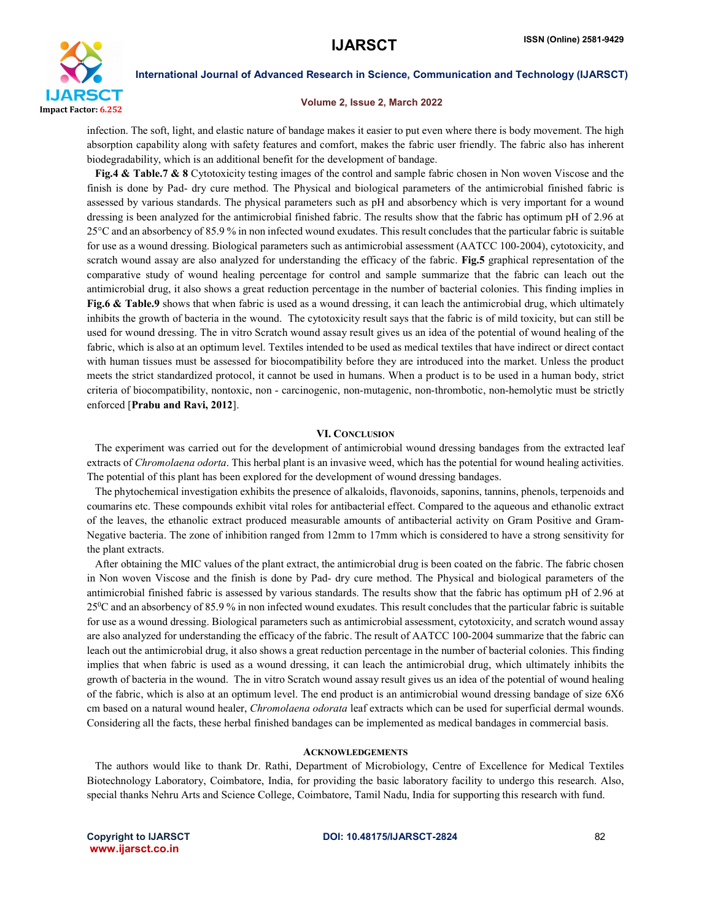infection. The soft, light, and elastic nature of bandage makes it easier to put even where there is body movement. The high absorption capability along with safety features and comfort, makes the fabric user friendly. The fabric also has inherent biodegradability, which is an additional benefit for the development of bandage.

**Fig.4 & Table.7 & 8** Cytotoxicity testing images of the control and sample fabric chosen in Non woven Viscose and the finish is done by Pad- dry cure method. The Physical and biological parameters of the antimicrobial finished fabric is assessed by various standards. The physical parameters such as pH and absorbency which is very important for a wound dressing is been analyzed for the antimicrobial finished fabric. The results show that the fabric has optimum pH of 2.96 at 25°C and an absorbency of 85.9 % in non infected wound exudates. This result concludes that the particular fabric is suitable for use as a wound dressing. Biological parameters such as antimicrobial assessment (AATCC 100-2004), cytotoxicity, and scratch wound assay are also analyzed for understanding the efficacy of the fabric. **Fig.5** graphical representation of the comparative study of wound healing percentage for control and sample summarize that the fabric can leach out the antimicrobial drug, it also shows a great reduction percentage in the number of bacterial colonies. This finding implies in **Fig.6 & Table.9** shows that when fabric is used as a wound dressing, it can leach the antimicrobial drug, which ultimately inhibits the growth of bacteria in the wound. The cytotoxicity result says that the fabric is of mild toxicity, but can still be used for wound dressing. The in vitro Scratch wound assay result gives us an idea of the potential of wound healing of the fabric, which is also at an optimum level. Textiles intended to be used as medical textiles that have indirect or direct contact with human tissues must be assessed for biocompatibility before they are introduced into the market. Unless the product meets the strict standardized protocol, it cannot be used in humans. When a product is to be used in a human body, strict criteria of biocompatibility, nontoxic, non - carcinogenic, non-mutagenic, non-thrombotic, non-hemolytic must be strictly enforced [**Prabu and Ravi, 2012**].

## VI. Conclusion

The experiment was carried out for the development of antimicrobial wound dressing bandages from the extracted leaf extracts of *Chromolaena odorta*. This herbal plant is an invasive weed, which has the potential for wound healing activities. The potential of this plant has been explored for the development of wound dressing bandages.

The phytochemical investigation exhibits the presence of alkaloids, flavonoids, saponins, tannins, phenols, terpenoids and coumarins etc. These compounds exhibit vital roles for antibacterial effect. Compared to the aqueous and ethanolic extract of the leaves, the ethanolic extract produced measurable amounts of antibacterial activity on Gram Positive and Gram-Negative bacteria. The zone of inhibition ranged from 12mm to 17mm which is considered to have a strong sensitivity for the plant extracts.

After obtaining the MIC values of the plant extract, the antimicrobial drug is been coated on the fabric. The fabric chosen in Non woven Viscose and the finish is done by Pad- dry cure method. The Physical and biological parameters of the antimicrobial finished fabric is assessed by various standards. The results show that the fabric has optimum pH of 2.96 at $25^0$C and an absorbency of 85.9 % in non infected wound exudates. This result concludes that the particular fabric is suitable for use as a wound dressing. Biological parameters such as antimicrobial assessment, cytotoxicity, and scratch wound assay are also analyzed for understanding the efficacy of the fabric. The result of AATCC 100-2004 summarize that the fabric can leach out the antimicrobial drug, it also shows a great reduction percentage in the number of bacterial colonies. This finding implies that when fabric is used as a wound dressing, it can leach the antimicrobial drug, which ultimately inhibits the growth of bacteria in the wound. The in vitro Scratch wound assay result gives us an idea of the potential of wound healing of the fabric, which is also at an optimum level. The end product is an antimicrobial wound dressing bandage of size 6X6 cm based on a natural wound healer, *Chromolaena odorata* leaf extracts which can be used for superficial dermal wounds. Considering all the facts, these herbal finished bandages can be implemented as medical bandages in commercial basis.

## Acknowledgements

The authors would like to thank Dr. Rathi, Department of Microbiology, Centre of Excellence for Medical Textiles Biotechnology Laboratory, Coimbatore, India, for providing the basic laboratory facility to undergo this research. Also, special thanks Nehru Arts and Science College, Coimbatore, Tamil Nadu, India for supporting this research with fund.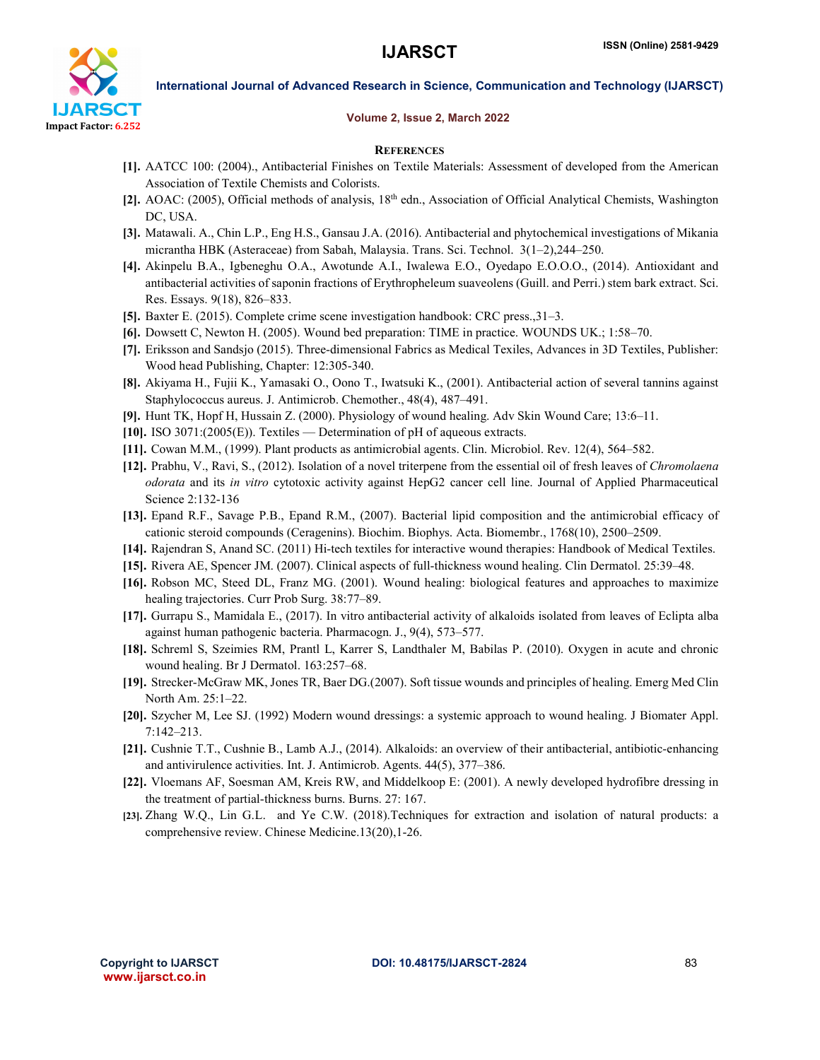## REFERENCES

**[1].** AATCC 100: (2004)., Antibacterial Finishes on Textile Materials: Assessment of developed from the American Association of Textile Chemists and Colorists.

**[2].** AOAC: (2005), Official methods of analysis, 18th edn., Association of Official Analytical Chemists, Washington DC, USA.

**[3].** Matawali. A., Chin L.P., Eng H.S., Gansau J.A. (2016). Antibacterial and phytochemical investigations of Mikania micrantha HBK (Asteraceae) from Sabah, Malaysia. Trans. Sci. Technol. 3(1–2),244–250.

**[4].** Akinpelu B.A., Igbeneghu O.A., Awotunde A.I., Iwalewa E.O., Oyedapo E.O.O.O., (2014). Antioxidant and antibacterial activities of saponin fractions of Erythropheleum suaveolens (Guill. and Perri.) stem bark extract. Sci. Res. Essays. 9(18), 826–833.

**[5].** Baxter E. (2015). Complete crime scene investigation handbook: CRC press.,31–3.

**[6].** Dowsett C, Newton H. (2005). Wound bed preparation: TIME in practice. WOUNDS UK.; 1:58–70.

**[7].** Eriksson and Sandsjo (2015). Three-dimensional Fabrics as Medical Texiles, Advances in 3D Textiles, Publisher: Wood head Publishing, Chapter: 12:305-340.

**[8].** Akiyama H., Fujii K., Yamasaki O., Oono T., Iwatsuki K., (2001). Antibacterial action of several tannins against Staphylococcus aureus. J. Antimicrob. Chemother., 48(4), 487–491.

**[9].** Hunt TK, Hopf H, Hussain Z. (2000). Physiology of wound healing. Adv Skin Wound Care; 13:6–11.

**[10].** ISO 3071:(2005(E)). Textiles — Determination of pH of aqueous extracts.

**[11].** Cowan M.M., (1999). Plant products as antimicrobial agents. Clin. Microbiol. Rev. 12(4), 564–582.

**[12].** Prabhu, V., Ravi, S., (2012). Isolation of a novel triterpene from the essential oil of fresh leaves of *Chromolaena odorata* and its *in vitro* cytotoxic activity against HepG2 cancer cell line. Journal of Applied Pharmaceutical Science 2:132-136

**[13].** Epand R.F., Savage P.B., Epand R.M., (2007). Bacterial lipid composition and the antimicrobial efficacy of cationic steroid compounds (Ceragenins). Biochim. Biophys. Acta. Biomembr., 1768(10), 2500–2509.

**[14].** Rajendran S, Anand SC. (2011) Hi-tech textiles for interactive wound therapies: Handbook of Medical Textiles.

**[15].** Rivera AE, Spencer JM. (2007). Clinical aspects of full-thickness wound healing. Clin Dermatol. 25:39–48.

**[16].** Robson MC, Steed DL, Franz MG. (2001). Wound healing: biological features and approaches to maximize healing trajectories. Curr Prob Surg. 38:77–89.

**[17].** Gurrapu S., Mamidala E., (2017). In vitro antibacterial activity of alkaloids isolated from leaves of Eclipta alba against human pathogenic bacteria. Pharmacogn. J., 9(4), 573–577.

**[18].** Schreml S, Szeimies RM, Prantl L, Karrer S, Landthaler M, Babilas P. (2010). Oxygen in acute and chronic wound healing. Br J Dermatol. 163:257–68.

**[19].** Strecker-McGraw MK, Jones TR, Baer DG.(2007). Soft tissue wounds and principles of healing. Emerg Med Clin North Am. 25:1–22.

**[20].** Szycher M, Lee SJ. (1992) Modern wound dressings: a systemic approach to wound healing. J Biomater Appl. 7:142–213.

**[21].** Cushnie T.T., Cushnie B., Lamb A.J., (2014). Alkaloids: an overview of their antibacterial, antibiotic-enhancing and antivirulence activities. Int. J. Antimicrob. Agents. 44(5), 377–386.

**[22].** Vloemans AF, Soesman AM, Kreis RW, and Middelkoop E: (2001). A newly developed hydrofibre dressing in the treatment of partial-thickness burns. Burns. 27: 167.

**[23].** Zhang W.Q., Lin G.L. and Ye C.W. (2018).Techniques for extraction and isolation of natural products: a comprehensive review. Chinese Medicine.13(20),1-26.